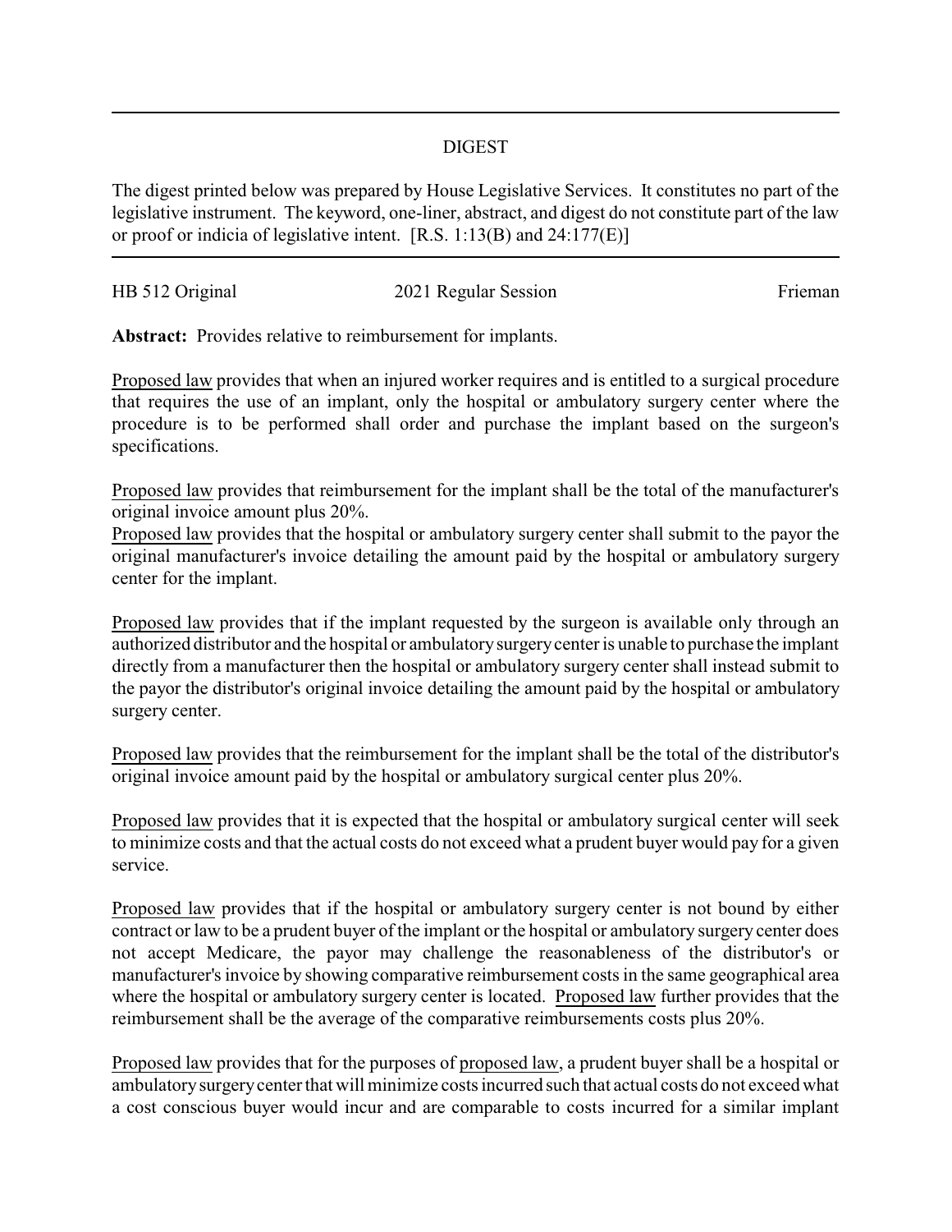# DIGEST

The digest printed below was prepared by House Legislative Services. It constitutes no part of the legislative instrument. The keyword, one-liner, abstract, and digest do not constitute part of the law or proof or indicia of legislative intent. [R.S. 1:13(B) and 24:177(E)]

HB 512 Original | 2021 Regular Session | Frieman

**Abstract:** Provides relative to reimbursement for implants.

Proposed law provides that when an injured worker requires and is entitled to a surgical procedure that requires the use of an implant, only the hospital or ambulatory surgery center where the procedure is to be performed shall order and purchase the implant based on the surgeon's specifications.

Proposed law provides that reimbursement for the implant shall be the total of the manufacturer's original invoice amount plus 20%.

Proposed law provides that the hospital or ambulatory surgery center shall submit to the payor the original manufacturer's invoice detailing the amount paid by the hospital or ambulatory surgery center for the implant.

Proposed law provides that if the implant requested by the surgeon is available only through an authorized distributor and the hospital or ambulatory surgery center is unable to purchase the implant directly from a manufacturer then the hospital or ambulatory surgery center shall instead submit to the payor the distributor's original invoice detailing the amount paid by the hospital or ambulatory surgery center.

Proposed law provides that the reimbursement for the implant shall be the total of the distributor's original invoice amount paid by the hospital or ambulatory surgical center plus 20%.

Proposed law provides that it is expected that the hospital or ambulatory surgical center will seek to minimize costs and that the actual costs do not exceed what a prudent buyer would pay for a given service.

Proposed law provides that if the hospital or ambulatory surgery center is not bound by either contract or law to be a prudent buyer of the implant or the hospital or ambulatory surgery center does not accept Medicare, the payor may challenge the reasonableness of the distributor's or manufacturer's invoice by showing comparative reimbursement costs in the same geographical area where the hospital or ambulatory surgery center is located. Proposed law further provides that the reimbursement shall be the average of the comparative reimbursements costs plus 20%.

Proposed law provides that for the purposes of proposed law, a prudent buyer shall be a hospital or ambulatory surgery center that will minimize costs incurred such that actual costs do not exceed what a cost conscious buyer would incur and are comparable to costs incurred for a similar implant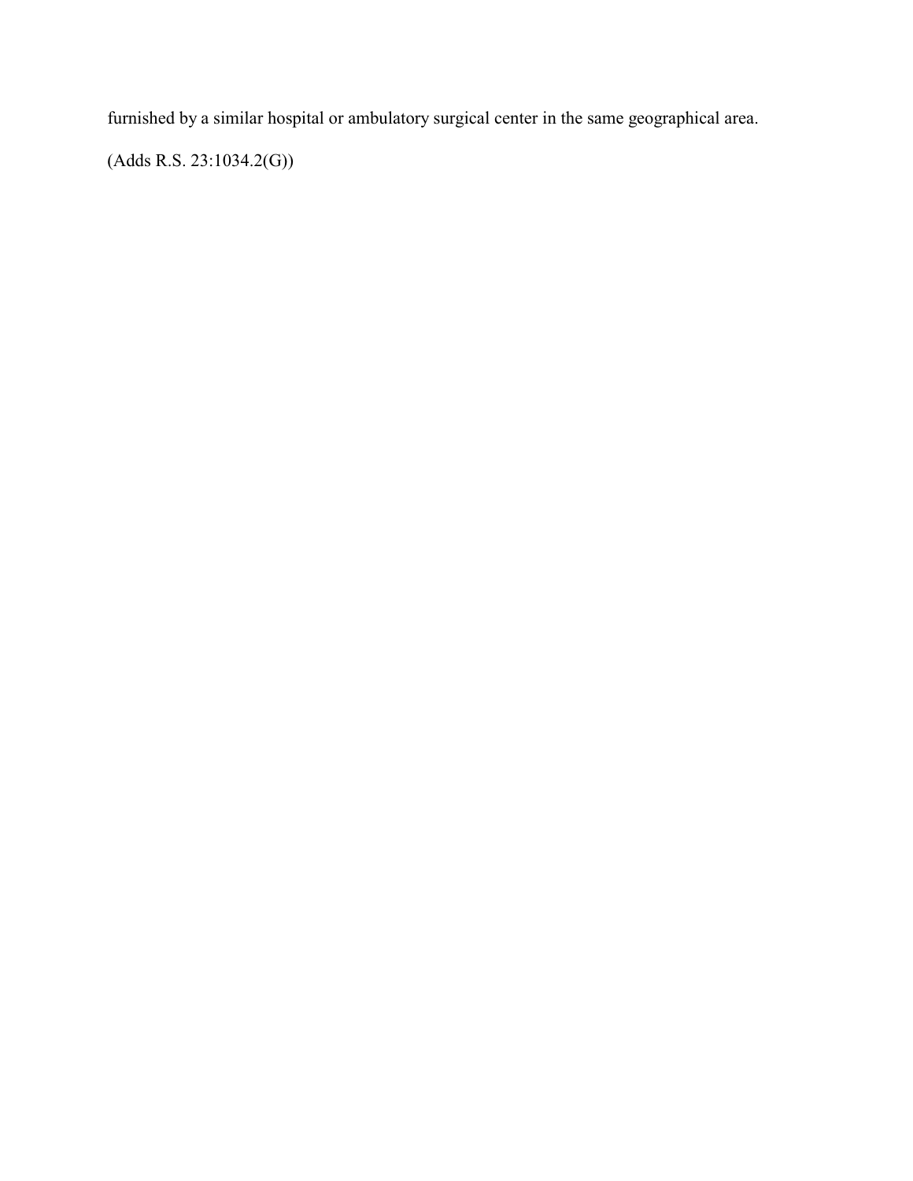furnished by a similar hospital or ambulatory surgical center in the same geographical area.

(Adds R.S. 23:1034.2(G))